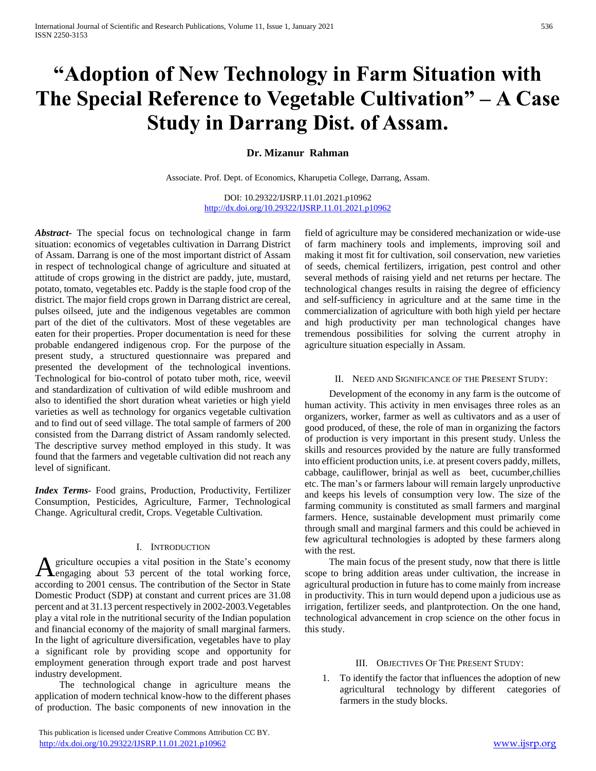# "Adoption of New Technology in Farm Situation with The Special Reference to Vegetable Cultivation" – A Case Study in Darrang Dist. of Assam.

**Dr. Mizanur Rahman**

Associate. Prof. Dept. of Economics, Kharupetia College, Darrang, Assam.

DOI: 10.29322/IJSRP.11.01.2021.p10962
http://dx.doi.org/10.29322/IJSRP.11.01.2021.p10962

***Abstract***- The special focus on technological change in farm situation: economics of vegetables cultivation in Darrang District of Assam. Darrang is one of the most important district of Assam in respect of technological change of agriculture and situated at attitude of crops growing in the district are paddy, jute, mustard, potato, tomato, vegetables etc. Paddy is the staple food crop of the district. The major field crops grown in Darrang district are cereal, pulses oilseed, jute and the indigenous vegetables are common part of the diet of the cultivators. Most of these vegetables are eaten for their properties. Proper documentation is need for these probable endangered indigenous crop. For the purpose of the present study, a structured questionnaire was prepared and presented the development of the technological inventions. Technological for bio-control of potato tuber moth, rice, weevil and standardization of cultivation of wild edible mushroom and also to identified the short duration wheat varieties or high yield varieties as well as technology for organics vegetable cultivation and to find out of seed village. The total sample of farmers of 200 consisted from the Darrang district of Assam randomly selected. The descriptive survey method employed in this study. It was found that the farmers and vegetable cultivation did not reach any level of significant.

***Index Terms***- Food grains, Production, Productivity, Fertilizer Consumption, Pesticides, Agriculture, Farmer, Technological Change. Agricultural credit, Crops. Vegetable Cultivation.

## I. Introduction

Agriculture occupies a vital position in the State's economy engaging about 53 percent of the total working force, according to 2001 census. The contribution of the Sector in State Domestic Product (SDP) at constant and current prices are 31.08 percent and at 31.13 percent respectively in 2002-2003.Vegetables play a vital role in the nutritional security of the Indian population and financial economy of the majority of small marginal farmers. In the light of agriculture diversification, vegetables have to play a significant role by providing scope and opportunity for employment generation through export trade and post harvest industry development.

The technological change in agriculture means the application of modern technical know-how to the different phases of production. The basic components of new innovation in the field of agriculture may be considered mechanization or wide-use of farm machinery tools and implements, improving soil and making it most fit for cultivation, soil conservation, new varieties of seeds, chemical fertilizers, irrigation, pest control and other several methods of raising yield and net returns per hectare. The technological changes results in raising the degree of efficiency and self-sufficiency in agriculture and at the same time in the commercialization of agriculture with both high yield per hectare and high productivity per man technological changes have tremendous possibilities for solving the current atrophy in agriculture situation especially in Assam.

## II. Need and Significance of the Present Study:

Development of the economy in any farm is the outcome of human activity. This activity in men envisages three roles as an organizers, worker, farmer as well as cultivators and as a user of good produced, of these, the role of man in organizing the factors of production is very important in this present study. Unless the skills and resources provided by the nature are fully transformed into efficient production units, i.e. at present covers paddy, millets, cabbage, cauliflower, brinjal as well as beet, cucumber,chillies etc. The man's or farmers labour will remain largely unproductive and keeps his levels of consumption very low. The size of the farming community is constituted as small farmers and marginal farmers. Hence, sustainable development must primarily come through small and marginal farmers and this could be achieved in few agricultural technologies is adopted by these farmers along with the rest.

The main focus of the present study, now that there is little scope to bring addition areas under cultivation, the increase in agricultural production in future has to come mainly from increase in productivity. This in turn would depend upon a judicious use as irrigation, fertilizer seeds, and plantprotection. On the one hand, technological advancement in crop science on the other focus in this study.

## III. Objectives Of The Present Study:

1. To identify the factor that influences the adoption of new agricultural technology by different categories of farmers in the study blocks.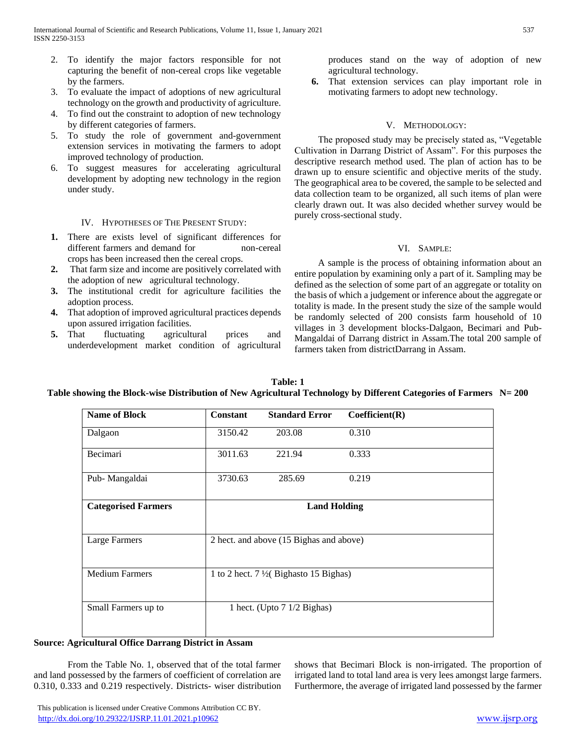2. To identify the major factors responsible for not capturing the benefit of non-cereal crops like vegetable by the farmers.
3. To evaluate the impact of adoptions of new agricultural technology on the growth and productivity of agriculture.
4. To find out the constraint to adoption of new technology by different categories of farmers.
5. To study the role of government and-government extension services in motivating the farmers to adopt improved technology of production.
6. To suggest measures for accelerating agricultural development by adopting new technology in the region under study.

## IV. Hypotheses of The Present Study:

1. There are exists level of significant differences for different farmers and demand for non-cereal crops has been increased then the cereal crops.
2. That farm size and income are positively correlated with the adoption of new agricultural technology.
3. The institutional credit for agriculture facilities the adoption process.
4. That adoption of improved agricultural practices depends upon assured irrigation facilities.
5. That fluctuating agricultural prices and underdevelopment market condition of agricultural produces stand on the way of adoption of new agricultural technology.
6. That extension services can play important role in motivating farmers to adopt new technology.

## V. Methodology:

The proposed study may be precisely stated as, "Vegetable Cultivation in Darrang District of Assam". For this purposes the descriptive research method used. The plan of action has to be drawn up to ensure scientific and objective merits of the study. The geographical area to be covered, the sample to be selected and data collection team to be organized, all such items of plan were clearly drawn out. It was also decided whether survey would be purely cross-sectional study.

## VI. Sample:

A sample is the process of obtaining information about an entire population by examining only a part of it. Sampling may be defined as the selection of some part of an aggregate or totality on the basis of which a judgement or inference about the aggregate or totality is made. In the present study the size of the sample would be randomly selected of 200 consists farm household of 10 villages in 3 development blocks-Dalgaon, Becimari and Pub-Mangaldai of Darrang district in Assam.The total 200 sample of farmers taken from districtDarrang in Assam.

**Table: 1**

**Table showing the Block-wise Distribution of New Agricultural Technology by Different Categories of Farmers N= 200**

| Name of Block | Constant | Standard Error | Coefficient(R) |
|---|---|---|---|
| Dalgaon | 3150.42 | 203.08 | 0.310 |
| Becimari | 3011.63 | 221.94 | 0.333 |
| Pub- Mangaldai | 3730.63 | 285.69 | 0.219 |
| **Categorised Farmers** | **Land Holding** | | |
| Large Farmers | 2 hect. and above (15 Bighas and above) | | |
| Medium Farmers | 1 to 2 hect. 7 ½( Bighasto 15 Bighas) | | |
| Small Farmers up to | 1 hect. (Upto 7 1/2 Bighas) | | |

**Source: Agricultural Office Darrang District in Assam**

From the Table No. 1, observed that of the total farmer and land possessed by the farmers of coefficient of correlation are 0.310, 0.333 and 0.219 respectively. Districts- wiser distribution shows that Becimari Block is non-irrigated. The proportion of irrigated land to total land area is very lees amongst large farmers. Furthermore, the average of irrigated land possessed by the farmer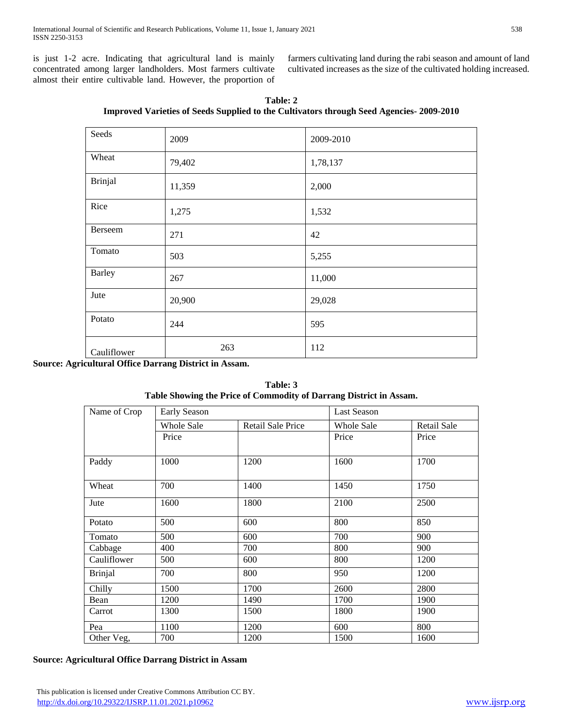is just 1-2 acre. Indicating that agricultural land is mainly concentrated among larger landholders. Most farmers cultivate almost their entire cultivable land. However, the proportion of farmers cultivating land during the rabi season and amount of land cultivated increases as the size of the cultivated holding increased.

**Table: 2**
**Improved Varieties of Seeds Supplied to the Cultivators through Seed Agencies- 2009-2010**

| Seeds | 2009 | 2009-2010 |
|---|---|---|
| Wheat | 79,402 | 1,78,137 |
| Brinjal | 11,359 | 2,000 |
| Rice | 1,275 | 1,532 |
| Berseem | 271 | 42 |
| Tomato | 503 | 5,255 |
| Barley | 267 | 11,000 |
| Jute | 20,900 | 29,028 |
| Potato | 244 | 595 |
| Cauliflower | 263 | 112 |

**Source: Agricultural Office Darrang District in Assam.**

**Table: 3**
**Table Showing the Price of Commodity of Darrang District in Assam.**

| Name of Crop | Early Season | | Last Season | |
|---|---|---|---|---|
| | Whole Sale Price | Retail Sale Price | Whole Sale Price | Retail Sale Price |
| Paddy | 1000 | 1200 | 1600 | 1700 |
| Wheat | 700 | 1400 | 1450 | 1750 |
| Jute | 1600 | 1800 | 2100 | 2500 |
| Potato | 500 | 600 | 800 | 850 |
| Tomato | 500 | 600 | 700 | 900 |
| Cabbage | 400 | 700 | 800 | 900 |
| Cauliflower | 500 | 600 | 800 | 1200 |
| Brinjal | 700 | 800 | 950 | 1200 |
| Chilly | 1500 | 1700 | 2600 | 2800 |
| Bean | 1200 | 1490 | 1700 | 1900 |
| Carrot | 1300 | 1500 | 1800 | 1900 |
| Pea | 1100 | 1200 | 600 | 800 |
| Other Veg, | 700 | 1200 | 1500 | 1600 |

**Source: Agricultural Office Darrang District in Assam**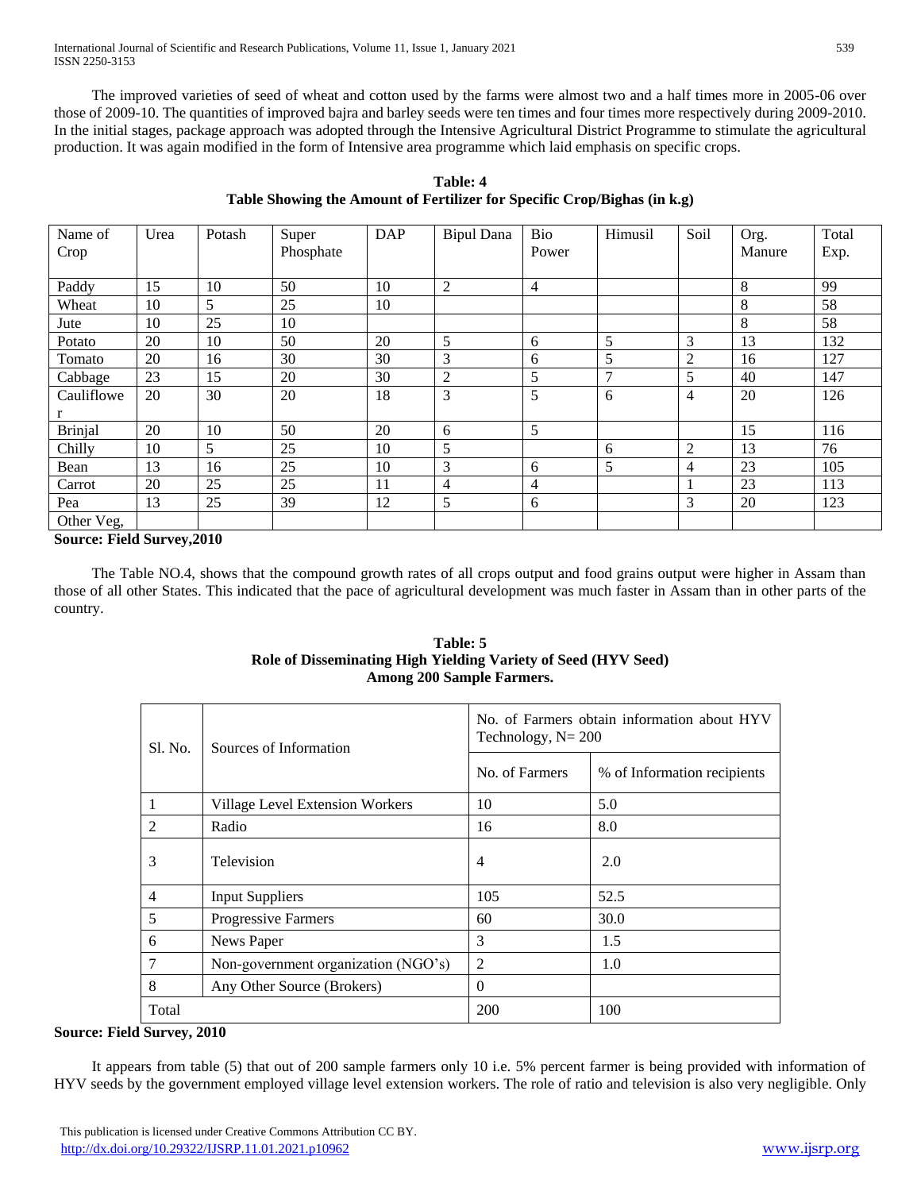The improved varieties of seed of wheat and cotton used by the farms were almost two and a half times more in 2005-06 over those of 2009-10. The quantities of improved bajra and barley seeds were ten times and four times more respectively during 2009-2010. In the initial stages, package approach was adopted through the Intensive Agricultural District Programme to stimulate the agricultural production. It was again modified in the form of Intensive area programme which laid emphasis on specific crops.

**Table: 4**
**Table Showing the Amount of Fertilizer for Specific Crop/Bighas (in k.g)**

| Name of Crop | Urea | Potash | Super Phosphate | DAP | Bipul Dana | Bio Power | Himusil | Soil | Org. Manure | Total Exp. |
|---|---|---|---|---|---|---|---|---|---|---|
| Paddy | 15 | 10 | 50 | 10 | 2 | 4 | | | 8 | 99 |
| Wheat | 10 | 5 | 25 | 10 | | | | | 8 | 58 |
| Jute | 10 | 25 | 10 | | | | | | 8 | 58 |
| Potato | 20 | 10 | 50 | 20 | 5 | 6 | 5 | 3 | 13 | 132 |
| Tomato | 20 | 16 | 30 | 30 | 3 | 6 | 5 | 2 | 16 | 127 |
| Cabbage | 23 | 15 | 20 | 30 | 2 | 5 | 7 | 5 | 40 | 147 |
| Cauliflower | 20 | 30 | 20 | 18 | 3 | 5 | 6 | 4 | 20 | 126 |
| Brinjal | 20 | 10 | 50 | 20 | 6 | 5 | | | 15 | 116 |
| Chilly | 10 | 5 | 25 | 10 | 5 | | 6 | 2 | 13 | 76 |
| Bean | 13 | 16 | 25 | 10 | 3 | 6 | 5 | 4 | 23 | 105 |
| Carrot | 20 | 25 | 25 | 11 | 4 | 4 | | 1 | 23 | 113 |
| Pea | 13 | 25 | 39 | 12 | 5 | 6 | | 3 | 20 | 123 |
| Other Veg, | | | | | | | | | | |

**Source: Field Survey,2010**

The Table NO.4, shows that the compound growth rates of all crops output and food grains output were higher in Assam than those of all other States. This indicated that the pace of agricultural development was much faster in Assam than in other parts of the country.

**Table: 5**
**Role of Disseminating High Yielding Variety of Seed (HYV Seed) Among 200 Sample Farmers.**

| Sl. No. | Sources of Information | No. of Farmers obtain information about HYV Technology, N= 200 | |
|---|---|---|---|
| | | No. of Farmers | % of Information recipients |
| 1 | Village Level Extension Workers | 10 | 5.0 |
| 2 | Radio | 16 | 8.0 |
| 3 | Television | 4 | 2.0 |
| 4 | Input Suppliers | 105 | 52.5 |
| 5 | Progressive Farmers | 60 | 30.0 |
| 6 | News Paper | 3 | 1.5 |
| 7 | Non-government organization (NGO's) | 2 | 1.0 |
| 8 | Any Other Source (Brokers) | 0 | |
| Total | | 200 | 100 |

**Source: Field Survey, 2010**

It appears from table (5) that out of 200 sample farmers only 10 i.e. 5% percent farmer is being provided with information of HYV seeds by the government employed village level extension workers. The role of ratio and television is also very negligible. Only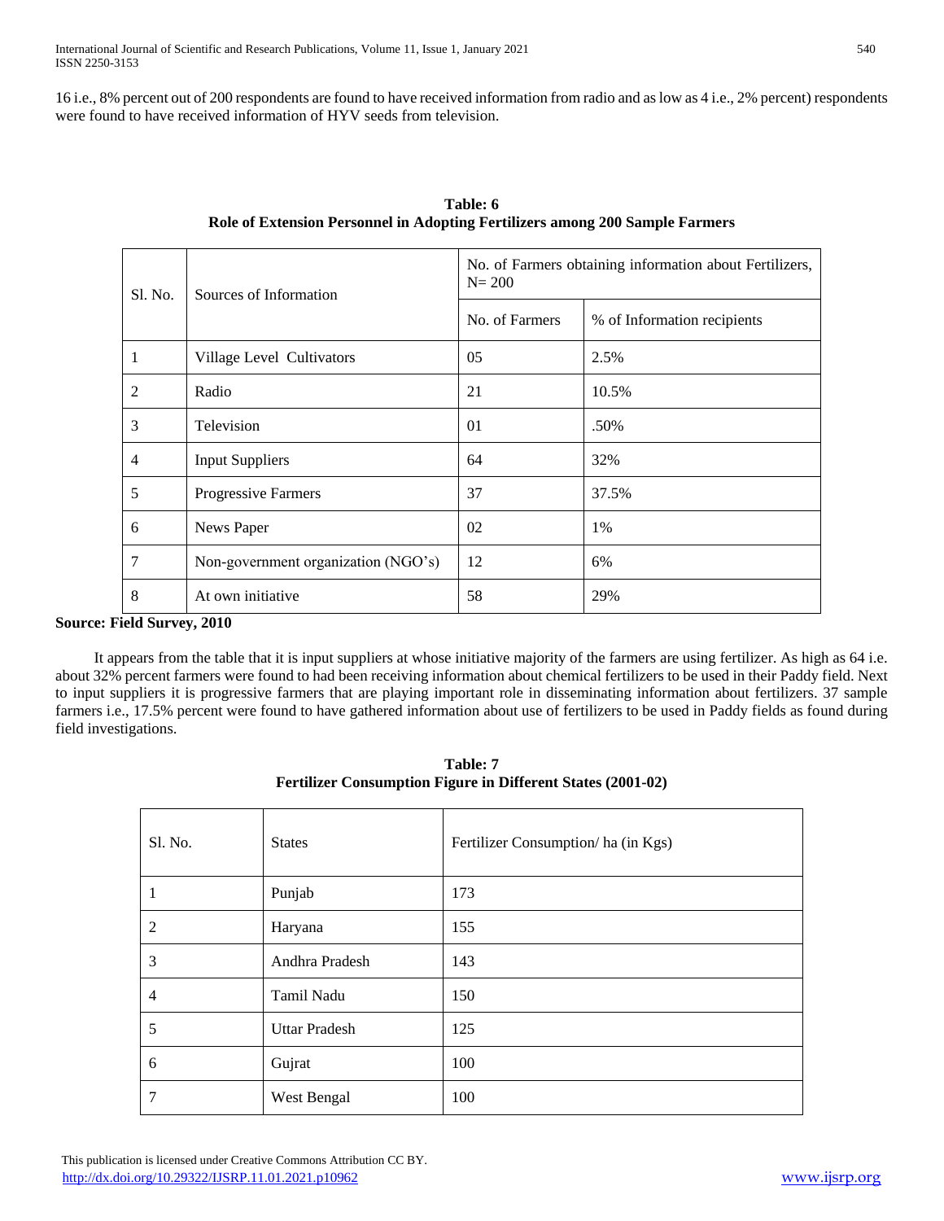16 i.e., 8% percent out of 200 respondents are found to have received information from radio and as low as 4 i.e., 2% percent) respondents were found to have received information of HYV seeds from television.

**Table: 6**
**Role of Extension Personnel in Adopting Fertilizers among 200 Sample Farmers**

| Sl. No. | Sources of Information | No. of Farmers obtaining information about Fertilizers, N= 200 | |
|---|---|---|---|
| | | No. of Farmers | % of Information recipients |
| 1 | Village Level Cultivators | 05 | 2.5% |
| 2 | Radio | 21 | 10.5% |
| 3 | Television | 01 | .50% |
| 4 | Input Suppliers | 64 | 32% |
| 5 | Progressive Farmers | 37 | 37.5% |
| 6 | News Paper | 02 | 1% |
| 7 | Non-government organization (NGO's) | 12 | 6% |
| 8 | At own initiative | 58 | 29% |

**Source: Field Survey, 2010**

It appears from the table that it is input suppliers at whose initiative majority of the farmers are using fertilizer. As high as 64 i.e. about 32% percent farmers were found to had been receiving information about chemical fertilizers to be used in their Paddy field. Next to input suppliers it is progressive farmers that are playing important role in disseminating information about fertilizers. 37 sample farmers i.e., 17.5% percent were found to have gathered information about use of fertilizers to be used in Paddy fields as found during field investigations.

**Table: 7**
**Fertilizer Consumption Figure in Different States (2001-02)**

| Sl. No. | States | Fertilizer Consumption/ ha (in Kgs) |
|---|---|---|
| 1 | Punjab | 173 |
| 2 | Haryana | 155 |
| 3 | Andhra Pradesh | 143 |
| 4 | Tamil Nadu | 150 |
| 5 | Uttar Pradesh | 125 |
| 6 | Gujrat | 100 |
| 7 | West Bengal | 100 |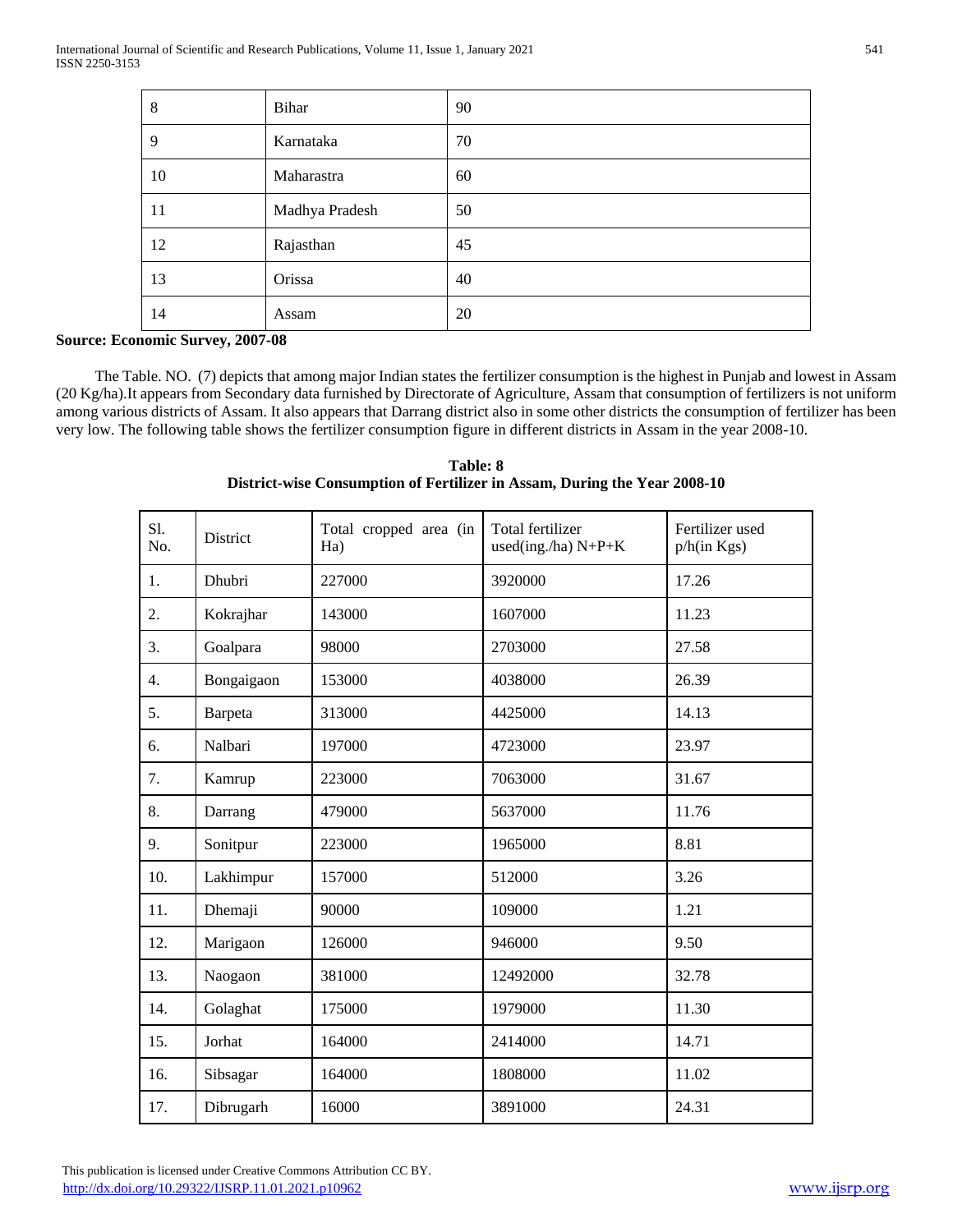| 8 | Bihar | 90 |
|---|---|---|
| 9 | Karnataka | 70 |
| 10 | Maharastra | 60 |
| 11 | Madhya Pradesh | 50 |
| 12 | Rajasthan | 45 |
| 13 | Orissa | 40 |
| 14 | Assam | 20 |

**Source: Economic Survey, 2007-08**

The Table. NO. (7) depicts that among major Indian states the fertilizer consumption is the highest in Punjab and lowest in Assam (20 Kg/ha).It appears from Secondary data furnished by Directorate of Agriculture, Assam that consumption of fertilizers is not uniform among various districts of Assam. It also appears that Darrang district also in some other districts the consumption of fertilizer has been very low. The following table shows the fertilizer consumption figure in different districts in Assam in the year 2008-10.

**Table: 8**
**District-wise Consumption of Fertilizer in Assam, During the Year 2008-10**

| Sl. No. | District | Total cropped area (in Ha) | Total fertilizer used(ing./ha) N+P+K | Fertilizer used p/h(in Kgs) |
|---|---|---|---|---|
| 1. | Dhubri | 227000 | 3920000 | 17.26 |
| 2. | Kokrajhar | 143000 | 1607000 | 11.23 |
| 3. | Goalpara | 98000 | 2703000 | 27.58 |
| 4. | Bongaigaon | 153000 | 4038000 | 26.39 |
| 5. | Barpeta | 313000 | 4425000 | 14.13 |
| 6. | Nalbari | 197000 | 4723000 | 23.97 |
| 7. | Kamrup | 223000 | 7063000 | 31.67 |
| 8. | Darrang | 479000 | 5637000 | 11.76 |
| 9. | Sonitpur | 223000 | 1965000 | 8.81 |
| 10. | Lakhimpur | 157000 | 512000 | 3.26 |
| 11. | Dhemaji | 90000 | 109000 | 1.21 |
| 12. | Marigaon | 126000 | 946000 | 9.50 |
| 13. | Naogaon | 381000 | 12492000 | 32.78 |
| 14. | Golaghat | 175000 | 1979000 | 11.30 |
| 15. | Jorhat | 164000 | 2414000 | 14.71 |
| 16. | Sibsagar | 164000 | 1808000 | 11.02 |
| 17. | Dibrugarh | 16000 | 3891000 | 24.31 |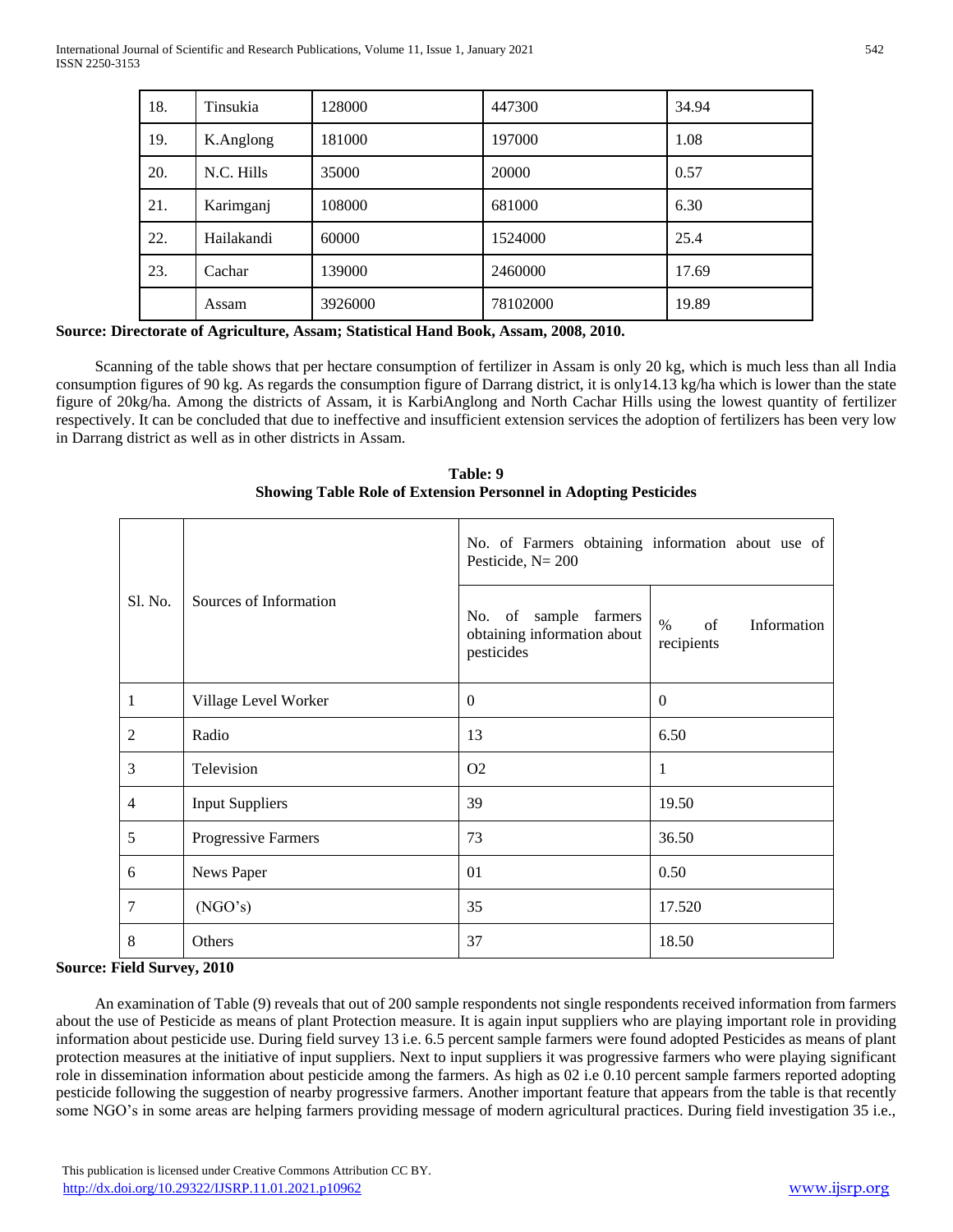| 18. | Tinsukia | 128000 | 447300 | 34.94 |
|---|---|---|---|---|
| 19. | K.Anglong | 181000 | 197000 | 1.08 |
| 20. | N.C. Hills | 35000 | 20000 | 0.57 |
| 21. | Karimganj | 108000 | 681000 | 6.30 |
| 22. | Hailakandi | 60000 | 1524000 | 25.4 |
| 23. | Cachar | 139000 | 2460000 | 17.69 |
| | Assam | 3926000 | 78102000 | 19.89 |

**Source: Directorate of Agriculture, Assam; Statistical Hand Book, Assam, 2008, 2010.**

Scanning of the table shows that per hectare consumption of fertilizer in Assam is only 20 kg, which is much less than all India consumption figures of 90 kg. As regards the consumption figure of Darrang district, it is only14.13 kg/ha which is lower than the state figure of 20kg/ha. Among the districts of Assam, it is KarbiAnglong and North Cachar Hills using the lowest quantity of fertilizer respectively. It can be concluded that due to ineffective and insufficient extension services the adoption of fertilizers has been very low in Darrang district as well as in other districts in Assam.

**Table: 9**
**Showing Table Role of Extension Personnel in Adopting Pesticides**

| Sl. No. | Sources of Information | No. of Farmers obtaining information about use of Pesticide, N= 200 | |
|---|---|---|---|
| | | No. of sample farmers obtaining information about pesticides | % of Information recipients |
| 1 | Village Level Worker | 0 | 0 |
| 2 | Radio | 13 | 6.50 |
| 3 | Television | O2 | 1 |
| 4 | Input Suppliers | 39 | 19.50 |
| 5 | Progressive Farmers | 73 | 36.50 |
| 6 | News Paper | 01 | 0.50 |
| 7 | (NGO's) | 35 | 17.520 |
| 8 | Others | 37 | 18.50 |

**Source: Field Survey, 2010**

An examination of Table (9) reveals that out of 200 sample respondents not single respondents received information from farmers about the use of Pesticide as means of plant Protection measure. It is again input suppliers who are playing important role in providing information about pesticide use. During field survey 13 i.e. 6.5 percent sample farmers were found adopted Pesticides as means of plant protection measures at the initiative of input suppliers. Next to input suppliers it was progressive farmers who were playing significant role in dissemination information about pesticide among the farmers. As high as 02 i.e 0.10 percent sample farmers reported adopting pesticide following the suggestion of nearby progressive farmers. Another important feature that appears from the table is that recently some NGO's in some areas are helping farmers providing message of modern agricultural practices. During field investigation 35 i.e.,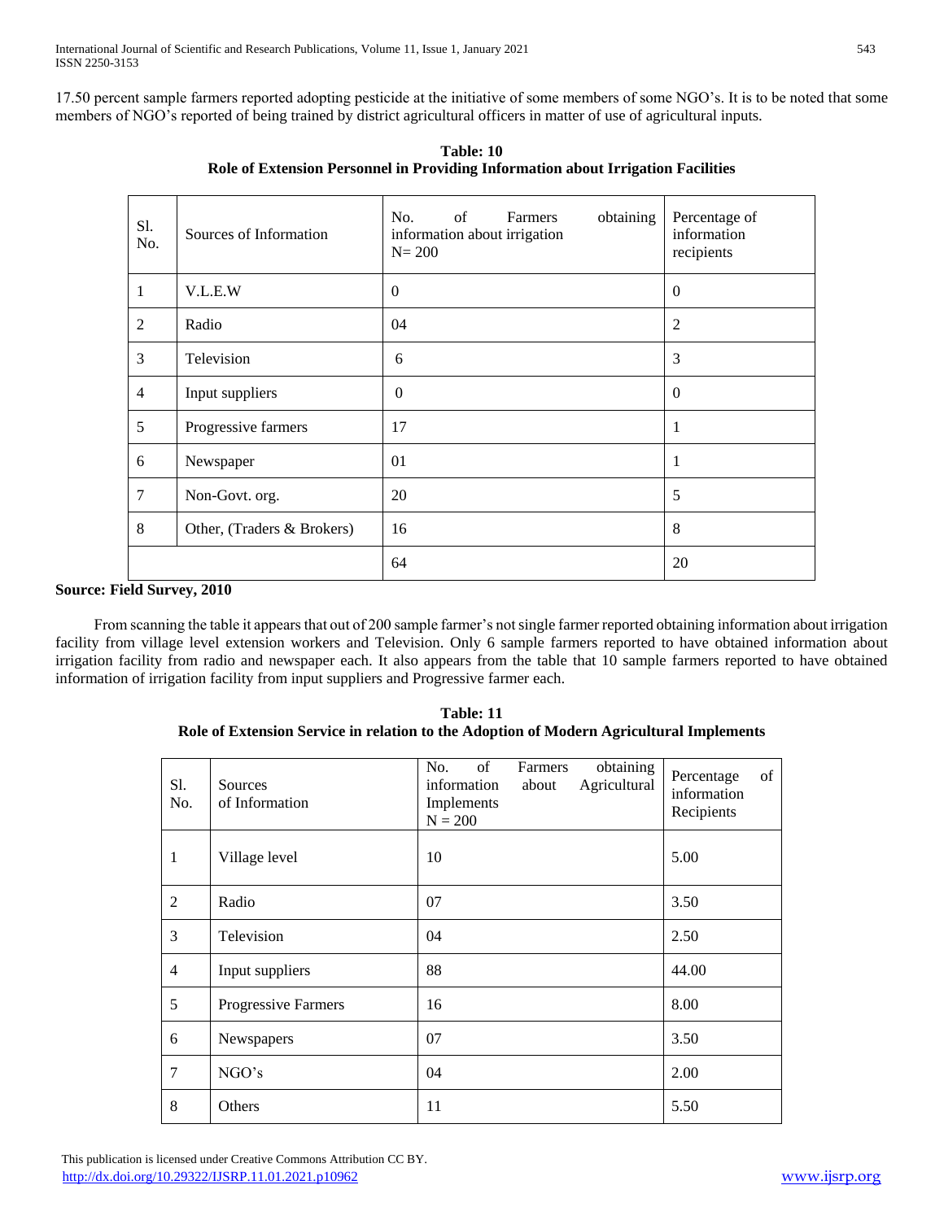17.50 percent sample farmers reported adopting pesticide at the initiative of some members of some NGO's. It is to be noted that some members of NGO's reported of being trained by district agricultural officers in matter of use of agricultural inputs.

**Table: 10**
**Role of Extension Personnel in Providing Information about Irrigation Facilities**

| Sl. No. | Sources of Information | No. of Farmers obtaining information about irrigation N= 200 | Percentage of information recipients |
|---|---|---|---|
| 1 | V.L.E.W | 0 | 0 |
| 2 | Radio | 04 | 2 |
| 3 | Television | 6 | 3 |
| 4 | Input suppliers | 0 | 0 |
| 5 | Progressive farmers | 17 | 1 |
| 6 | Newspaper | 01 | 1 |
| 7 | Non-Govt. org. | 20 | 5 |
| 8 | Other, (Traders & Brokers) | 16 | 8 |
| | | 64 | 20 |

**Source: Field Survey, 2010**

From scanning the table it appears that out of 200 sample farmer's not single farmer reported obtaining information about irrigation facility from village level extension workers and Television. Only 6 sample farmers reported to have obtained information about irrigation facility from radio and newspaper each. It also appears from the table that 10 sample farmers reported to have obtained information of irrigation facility from input suppliers and Progressive farmer each.

**Table: 11**
**Role of Extension Service in relation to the Adoption of Modern Agricultural Implements**

| Sl. No. | Sources of Information | No. of Farmers obtaining information about Agricultural Implements N = 200 | Percentage of information Recipients |
|---|---|---|---|
| 1 | Village level | 10 | 5.00 |
| 2 | Radio | 07 | 3.50 |
| 3 | Television | 04 | 2.50 |
| 4 | Input suppliers | 88 | 44.00 |
| 5 | Progressive Farmers | 16 | 8.00 |
| 6 | Newspapers | 07 | 3.50 |
| 7 | NGO's | 04 | 2.00 |
| 8 | Others | 11 | 5.50 |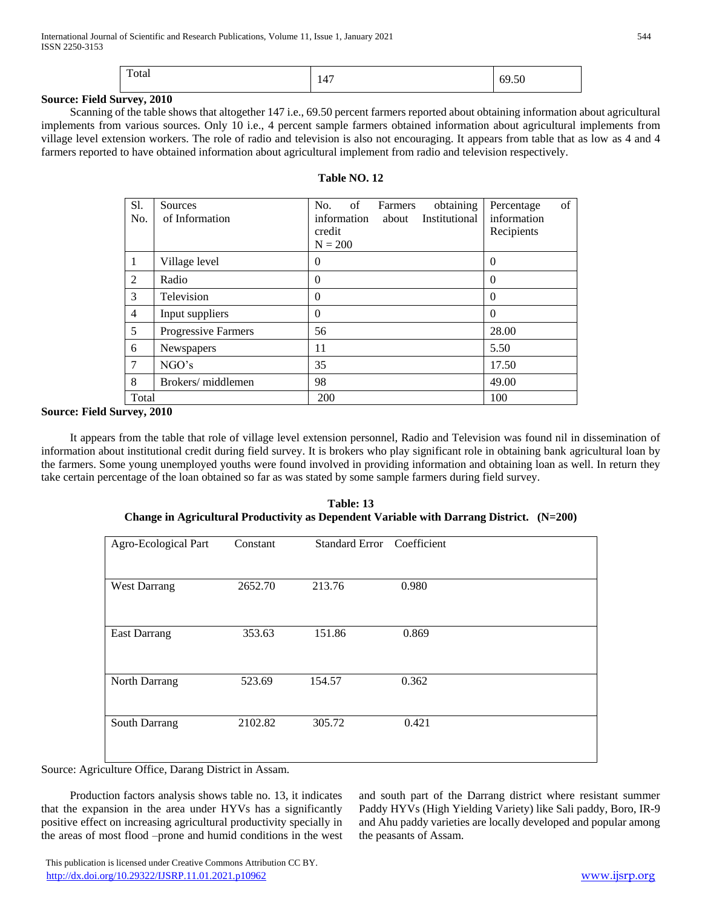| Total | 147 | 69.50 |
|---|---|---|

**Source: Field Survey, 2010**

Scanning of the table shows that altogether 147 i.e., 69.50 percent farmers reported about obtaining information about agricultural implements from various sources. Only 10 i.e., 4 percent sample farmers obtained information about agricultural implements from village level extension workers. The role of radio and television is also not encouraging. It appears from table that as low as 4 and 4 farmers reported to have obtained information about agricultural implement from radio and television respectively.

**Table NO. 12**

| Sl. No. | Sources of Information | No. of Farmers obtaining information about Institutional credit N = 200 | Percentage of information Recipients |
|---|---|---|---|
| 1 | Village level | 0 | 0 |
| 2 | Radio | 0 | 0 |
| 3 | Television | 0 | 0 |
| 4 | Input suppliers | 0 | 0 |
| 5 | Progressive Farmers | 56 | 28.00 |
| 6 | Newspapers | 11 | 5.50 |
| 7 | NGO's | 35 | 17.50 |
| 8 | Brokers/ middlemen | 98 | 49.00 |
| Total | | 200 | 100 |

**Source: Field Survey, 2010**

It appears from the table that role of village level extension personnel, Radio and Television was found nil in dissemination of information about institutional credit during field survey. It is brokers who play significant role in obtaining bank agricultural loan by the farmers. Some young unemployed youths were found involved in providing information and obtaining loan as well. In return they take certain percentage of the loan obtained so far as was stated by some sample farmers during field survey.

**Table: 13**
**Change in Agricultural Productivity as Dependent Variable with Darrang District. (N=200)**

| Agro-Ecological Part | Constant | Standard Error | Coefficient |
|---|---|---|---|
| West Darrang | 2652.70 | 213.76 | 0.980 |
| East Darrang | 353.63 | 151.86 | 0.869 |
| North Darrang | 523.69 | 154.57 | 0.362 |
| South Darrang | 2102.82 | 305.72 | 0.421 |

Source: Agriculture Office, Darang District in Assam.

Production factors analysis shows table no. 13, it indicates that the expansion in the area under HYVs has a significantly positive effect on increasing agricultural productivity specially in the areas of most flood –prone and humid conditions in the west and south part of the Darrang district where resistant summer Paddy HYVs (High Yielding Variety) like Sali paddy, Boro, IR-9 and Ahu paddy varieties are locally developed and popular among the peasants of Assam.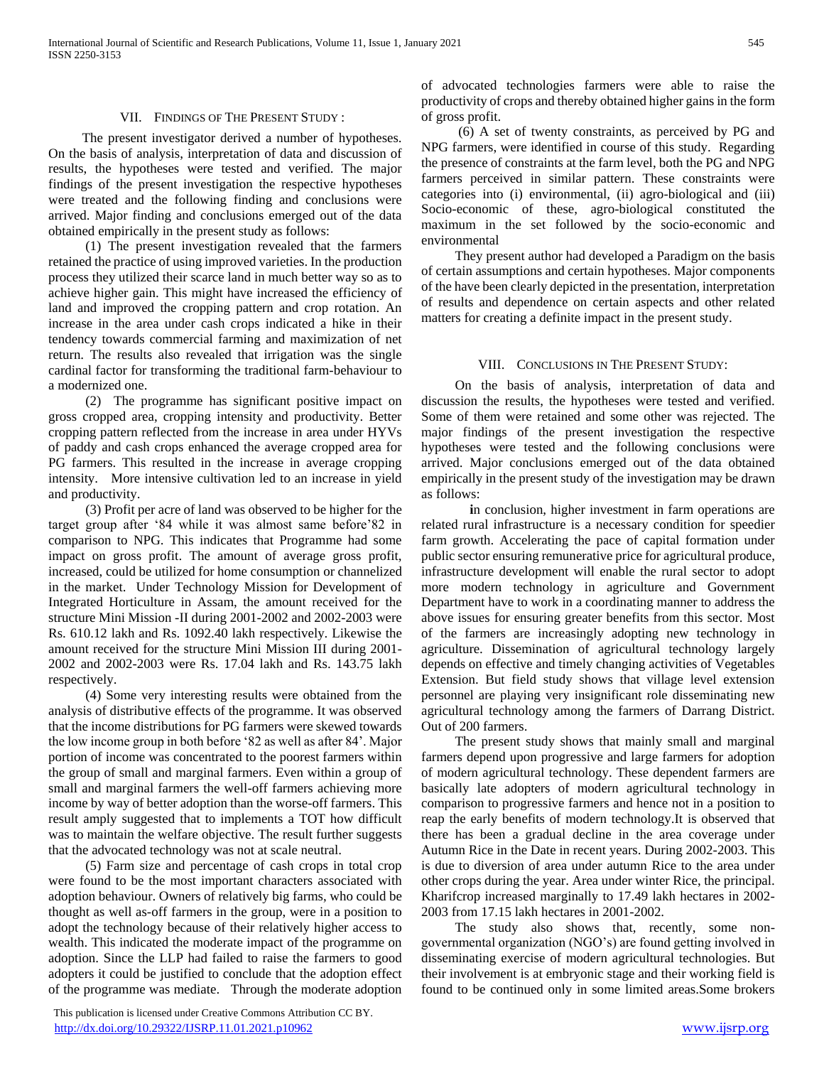## VII. Findings of The Present Study :

The present investigator derived a number of hypotheses. On the basis of analysis, interpretation of data and discussion of results, the hypotheses were tested and verified. The major findings of the present investigation the respective hypotheses were treated and the following finding and conclusions were arrived. Major finding and conclusions emerged out of the data obtained empirically in the present study as follows:

(1) The present investigation revealed that the farmers retained the practice of using improved varieties. In the production process they utilized their scarce land in much better way so as to achieve higher gain. This might have increased the efficiency of land and improved the cropping pattern and crop rotation. An increase in the area under cash crops indicated a hike in their tendency towards commercial farming and maximization of net return. The results also revealed that irrigation was the single cardinal factor for transforming the traditional farm-behaviour to a modernized one.

(2) The programme has significant positive impact on gross cropped area, cropping intensity and productivity. Better cropping pattern reflected from the increase in area under HYVs of paddy and cash crops enhanced the average cropped area for PG farmers. This resulted in the increase in average cropping intensity. More intensive cultivation led to an increase in yield and productivity.

(3) Profit per acre of land was observed to be higher for the target group after '84 while it was almost same before'82 in comparison to NPG. This indicates that Programme had some impact on gross profit. The amount of average gross profit, increased, could be utilized for home consumption or channelized in the market. Under Technology Mission for Development of Integrated Horticulture in Assam, the amount received for the structure Mini Mission -II during 2001-2002 and 2002-2003 were Rs. 610.12 lakh and Rs. 1092.40 lakh respectively. Likewise the amount received for the structure Mini Mission III during 2001-2002 and 2002-2003 were Rs. 17.04 lakh and Rs. 143.75 lakh respectively.

(4) Some very interesting results were obtained from the analysis of distributive effects of the programme. It was observed that the income distributions for PG farmers were skewed towards the low income group in both before '82 as well as after 84'. Major portion of income was concentrated to the poorest farmers within the group of small and marginal farmers. Even within a group of small and marginal farmers the well-off farmers achieving more income by way of better adoption than the worse-off farmers. This result amply suggested that to implements a TOT how difficult was to maintain the welfare objective. The result further suggests that the advocated technology was not at scale neutral.

(5) Farm size and percentage of cash crops in total crop were found to be the most important characters associated with adoption behaviour. Owners of relatively big farms, who could be thought as well as-off farmers in the group, were in a position to adopt the technology because of their relatively higher access to wealth. This indicated the moderate impact of the programme on adoption. Since the LLP had failed to raise the farmers to good adopters it could be justified to conclude that the adoption effect of the programme was mediate. Through the moderate adoption of advocated technologies farmers were able to raise the productivity of crops and thereby obtained higher gains in the form of gross profit.

(6) A set of twenty constraints, as perceived by PG and NPG farmers, were identified in course of this study. Regarding the presence of constraints at the farm level, both the PG and NPG farmers perceived in similar pattern. These constraints were categories into (i) environmental, (ii) agro-biological and (iii) Socio-economic of these, agro-biological constituted the maximum in the set followed by the socio-economic and environmental

They present author had developed a Paradigm on the basis of certain assumptions and certain hypotheses. Major components of the have been clearly depicted in the presentation, interpretation of results and dependence on certain aspects and other related matters for creating a definite impact in the present study.

## VIII. Conclusions in The Present Study:

On the basis of analysis, interpretation of data and discussion the results, the hypotheses were tested and verified. Some of them were retained and some other was rejected. The major findings of the present investigation the respective hypotheses were tested and the following conclusions were arrived. Major conclusions emerged out of the data obtained empirically in the present study of the investigation may be drawn as follows:

**i**n conclusion, higher investment in farm operations are related rural infrastructure is a necessary condition for speedier farm growth. Accelerating the pace of capital formation under public sector ensuring remunerative price for agricultural produce, infrastructure development will enable the rural sector to adopt more modern technology in agriculture and Government Department have to work in a coordinating manner to address the above issues for ensuring greater benefits from this sector. Most of the farmers are increasingly adopting new technology in agriculture. Dissemination of agricultural technology largely depends on effective and timely changing activities of Vegetables Extension. But field study shows that village level extension personnel are playing very insignificant role disseminating new agricultural technology among the farmers of Darrang District. Out of 200 farmers.

The present study shows that mainly small and marginal farmers depend upon progressive and large farmers for adoption of modern agricultural technology. These dependent farmers are basically late adopters of modern agricultural technology in comparison to progressive farmers and hence not in a position to reap the early benefits of modern technology.It is observed that there has been a gradual decline in the area coverage under Autumn Rice in the Date in recent years. During 2002-2003. This is due to diversion of area under autumn Rice to the area under other crops during the year. Area under winter Rice, the principal. Kharifcrop increased marginally to 17.49 lakh hectares in 2002-2003 from 17.15 lakh hectares in 2001-2002.

The study also shows that, recently, some non-governmental organization (NGO's) are found getting involved in disseminating exercise of modern agricultural technologies. But their involvement is at embryonic stage and their working field is found to be continued only in some limited areas.Some brokers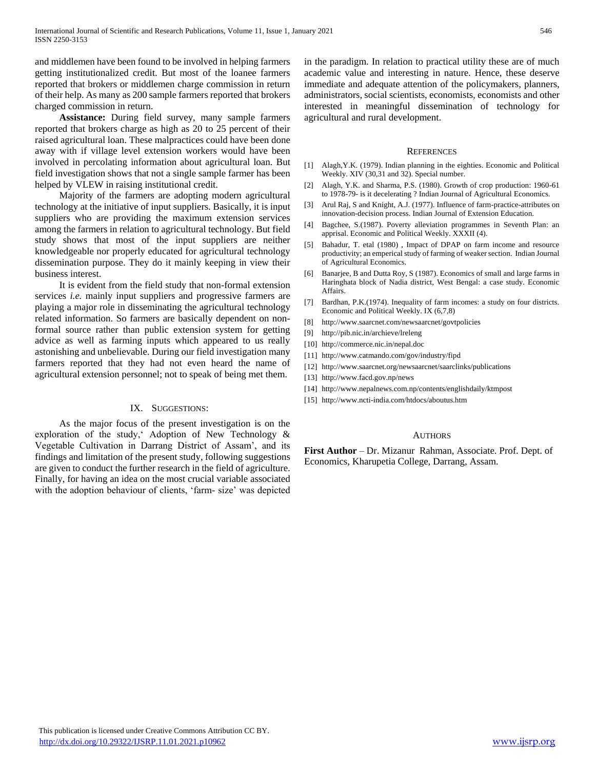and middlemen have been found to be involved in helping farmers getting institutionalized credit. But most of the loanee farmers reported that brokers or middlemen charge commission in return of their help. As many as 200 sample farmers reported that brokers charged commission in return.

**Assistance:** During field survey, many sample farmers reported that brokers charge as high as 20 to 25 percent of their raised agricultural loan. These malpractices could have been done away with if village level extension workers would have been involved in percolating information about agricultural loan. But field investigation shows that not a single sample farmer has been helped by VLEW in raising institutional credit.

Majority of the farmers are adopting modern agricultural technology at the initiative of input suppliers. Basically, it is input suppliers who are providing the maximum extension services among the farmers in relation to agricultural technology. But field study shows that most of the input suppliers are neither knowledgeable nor properly educated for agricultural technology dissemination purpose. They do it mainly keeping in view their business interest.

It is evident from the field study that non-formal extension services *i.e.* mainly input suppliers and progressive farmers are playing a major role in disseminating the agricultural technology related information. So farmers are basically dependent on non-formal source rather than public extension system for getting advice as well as farming inputs which appeared to us really astonishing and unbelievable. During our field investigation many farmers reported that they had not even heard the name of agricultural extension personnel; not to speak of being met them.

## IX. Suggestions:

As the major focus of the present investigation is on the exploration of the study,' Adoption of New Technology & Vegetable Cultivation in Darrang District of Assam', and its findings and limitation of the present study, following suggestions are given to conduct the further research in the field of agriculture. Finally, for having an idea on the most crucial variable associated with the adoption behaviour of clients, 'farm- size' was depicted in the paradigm. In relation to practical utility these are of much academic value and interesting in nature. Hence, these deserve immediate and adequate attention of the policymakers, planners, administrators, social scientists, economists, economists and other interested in meaningful dissemination of technology for agricultural and rural development.

## References

[1] Alagh,Y.K. (1979). Indian planning in the eighties. Economic and Political Weekly. XIV (30,31 and 32). Special number.

[2] Alagh, Y.K. and Sharma, P.S. (1980). Growth of crop production: 1960-61 to 1978-79- is it decelerating ? Indian Journal of Agricultural Economics.

[3] Arul Raj, S and Knight, A.J. (1977). Influence of farm-practice-attributes on innovation-decision process. Indian Journal of Extension Education.

[4] Bagchee, S.(1987). Poverty alleviation programmes in Seventh Plan: an apprisal. Economic and Political Weekly. XXXII (4).

[5] Bahadur, T. etal (1980) , Impact of DPAP on farm income and resource productivity; an emperical study of farming of weaker section. Indian Journal of Agricultural Economics.

[6] Banarjee, B and Dutta Roy, S (1987). Economics of small and large farms in Haringhata block of Nadia district, West Bengal: a case study. Economic Affairs.

[7] Bardhan, P.K.(1974). Inequality of farm incomes: a study on four districts. Economic and Political Weekly. IX (6,7,8)

[8] http://www.saarcnet.com/newsaarcnet/govtpolicies

[9] http://pib.nic.in/archieve/lreleng

[10] http://commerce.nic.in/nepal.doc

[11] http://www.catmando.com/gov/industry/fipd

[12] http://www.saarcnet.org/newsaarcnet/saarclinks/publications

[13] http://www.facd.gov.np/news

[14] http://www.nepalnews.com.np/contents/englishdaily/ktmpost

[15] http://www.ncti-india.com/htdocs/aboutus.htm

## Authors

**First Author** – Dr. Mizanur Rahman, Associate. Prof. Dept. of Economics, Kharupetia College, Darrang, Assam.